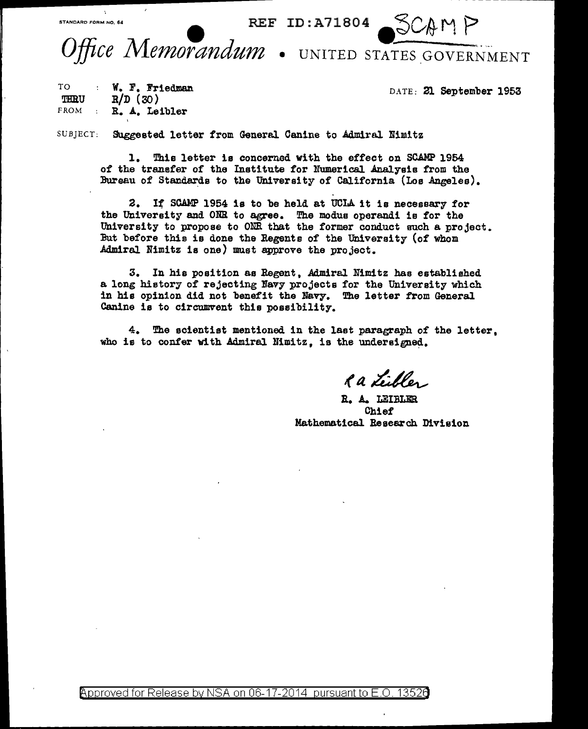STANDARD FORM NO. 64

REF ID:A71804 SCAMP

# Office Memorandum • UNITED STATES GOVERNMENT

TO : W. F. Friedman
THRU R/D (30)
FROM : R. A. Leibler

DATE: 21 September 1953

SUBJECT: Suggested letter from General Canine to Admiral Nimitz

1. This letter is concerned with the effect on SCAMP 1954 of the transfer of the Institute for Numerical Analysis from the Bureau of Standards to the University of California (Los Angeles).

2. If SCAMP 1954 is to be held at UCLA it is necessary for the University and ONR to agree. The modus operandi is for the University to propose to ONR that the former conduct such a project. But before this is done the Regents of the University (of whom Admiral Nimitz is one) must approve the project.

3. In his position as Regent, Admiral Nimitz has established a long history of rejecting Navy projects for the University which in his opinion did not benefit the Navy. The letter from General Canine is to circumvent this possibility.

4. The scientist mentioned in the last paragraph of the letter, who is to confer with Admiral Nimitz, is the undersigned.

R A Leibler

R. A. LEIBLER
Chief
Mathematical Research Division

Approved for Release by NSA on 06-17-2014 pursuant to E.O. 13526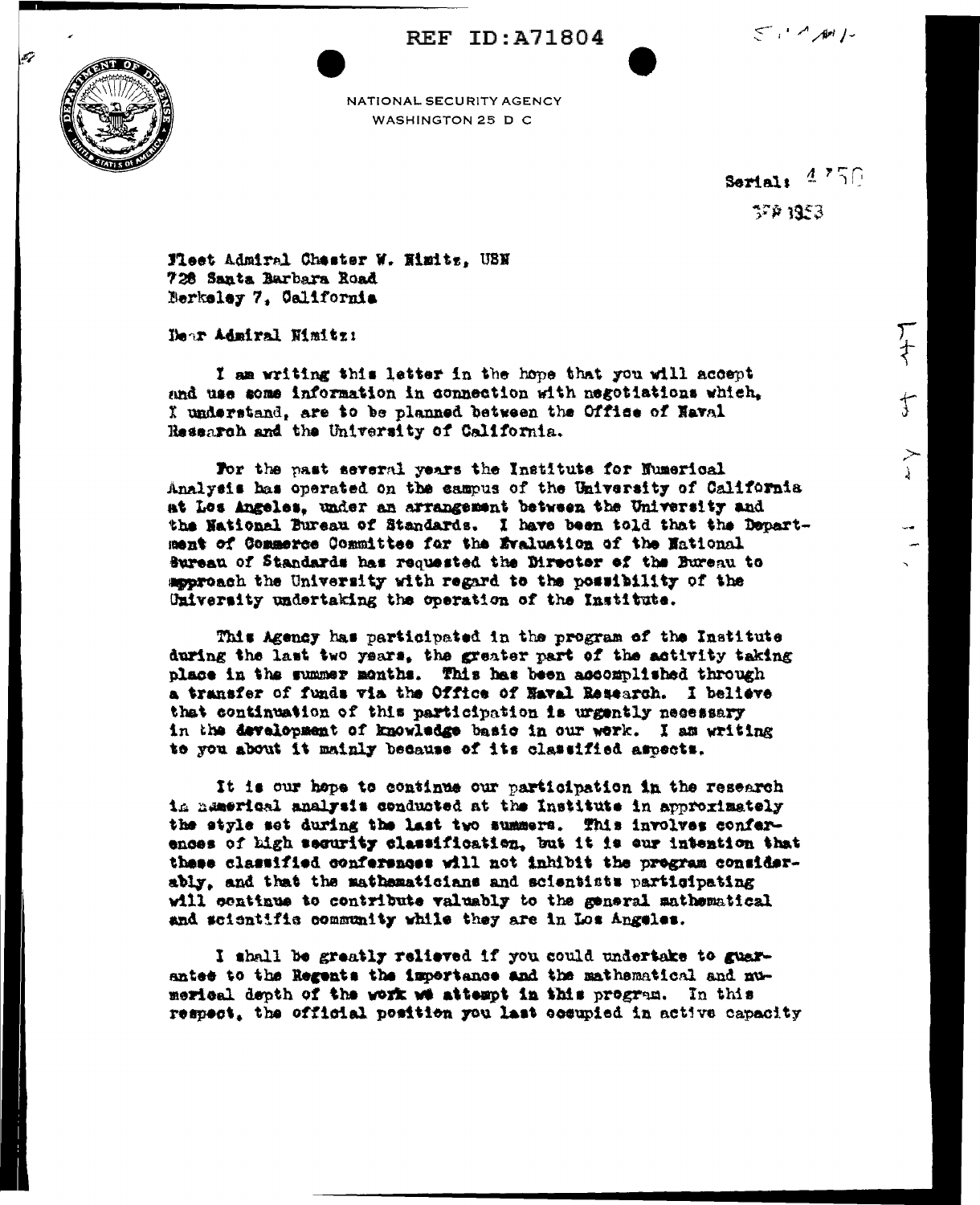REF ID:A71804

NATIONAL SECURITY AGENCY
WASHINGTON 25 D C

Serial: 4750
3 SEP 1953

Fleet Admiral Chester W. Nimitz, USN
728 Santa Barbara Road
Berkeley 7, California

Dear Admiral Nimitz:

I am writing this letter in the hope that you will accept and use some information in connection with negotiations which, I understand, are to be planned between the Office of Naval Research and the University of California.

For the past several years the Institute for Numerical Analysis has operated on the campus of the University of California at Los Angeles, under an arrangement between the University and the National Bureau of Standards. I have been told that the Department of Commerce Committee for the Evaluation of the National Bureau of Standards has requested the Director of the Bureau to approach the University with regard to the possibility of the University undertaking the operation of the Institute.

This Agency has participated in the program of the Institute during the last two years, the greater part of the activity taking place in the summer months. This has been accomplished through a transfer of funds via the Office of Naval Research. I believe that continuation of this participation is urgently necessary in the development of knowledge basic in our work. I am writing to you about it mainly because of its classified aspects.

It is our hope to continue our participation in the research in numerical analysis conducted at the Institute in approximately the style set during the last two summers. This involves conferences of high security classification, but it is our intention that these classified conferences will not inhibit the program considerably, and that the mathematicians and scientists participating will continue to contribute valuably to the general mathematical and scientific community while they are in Los Angeles.

I shall be greatly relieved if you could undertake to guarantee to the Regents the importance and the mathematical and numerical depth of the work we attempt in this program. In this respect, the official position you last occupied in active capacity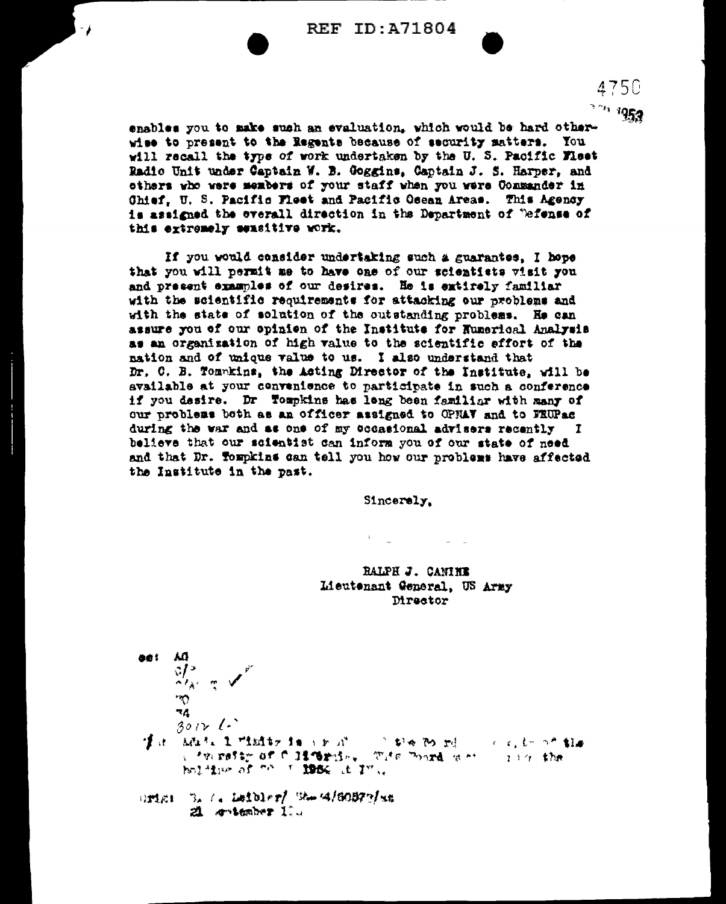REF ID:A71804

4750

enables you to make such an evaluation, which would be hard otherwise to present to the Regents because of security matters. You will recall the type of work undertaken by the U. S. Pacific Fleet Radio Unit under Captain W. B. Goggins, Captain J. S. Harper, and others who were members of your staff when you were Commander in Chief, U. S. Pacific Fleet and Pacific Ocean Areas. This Agency is assigned the overall direction in the Department of Defense of this extremely sensitive work.

If you would consider undertaking such a guarantee, I hope that you will permit me to have one of our scientists visit you and present examples of our desires. He is entirely familiar with the scientific requirements for attacking our problems and with the state of solution of the outstanding problems. He can assure you of our opinion of the Institute for Numerical Analysis as an organization of high value to the scientific effort of the nation and of unique value to us. I also understand that Dr. C. B. Tompkins, the Acting Director of the Institute, will be available at your convenience to participate in such a conference if you desire. Dr Tompkins has long been familiar with many of our problems both as an officer assigned to OPNAV and to FRUPac during the war and as one of my occasional advisers recently I believe that our scientist can inform you of our state of need and that Dr. Tompkins can tell you how our problems have affected the Institute in the past.

Sincerely,

RALPH J. CANINE
Lieutenant General, US Army
Director

cc: AG
C/S
C/A
TO
TA
3012

Adm. Nimitz is ... the Board ... of the University of California. This Board ... the holding of ... 1954 ...

Orig: ... Leibler/ ...-4/60872/ss
21 September 195..